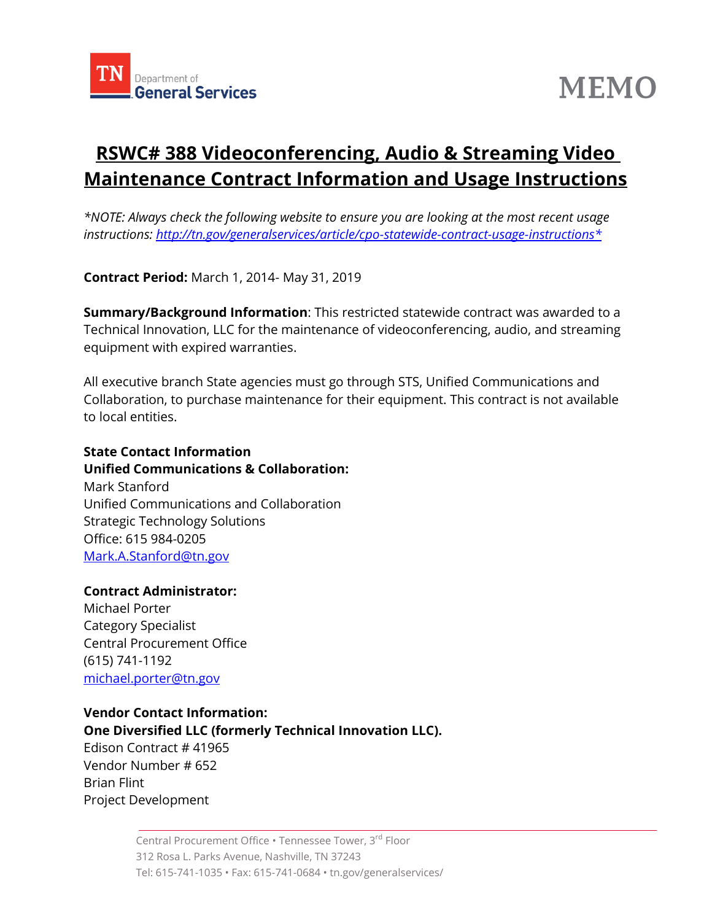**MEMO**

# RSWC# 388 Videoconferencing, Audio & Streaming Video Maintenance Contract Information and Usage Instructions

*\*NOTE: Always check the following website to ensure you are looking at the most recent usage instructions: [http://tn.gov/generalservices/article/cpo-statewide-contract-usage-instructions](http://tn.gov/generalservices/article/cpo-statewide-contract-usage-instructions)\**

**Contract Period:** March 1, 2014- May 31, 2019

**Summary/Background Information**: This restricted statewide contract was awarded to a Technical Innovation, LLC for the maintenance of videoconferencing, audio, and streaming equipment with expired warranties.

All executive branch State agencies must go through STS, Unified Communications and Collaboration, to purchase maintenance for their equipment. This contract is not available to local entities.

**State Contact Information**
**Unified Communications & Collaboration:**
Mark Stanford
Unified Communications and Collaboration
Strategic Technology Solutions
Office: 615 984-0205
[Mark.A.Stanford@tn.gov](mailto:Mark.A.Stanford@tn.gov)

**Contract Administrator:**
Michael Porter
Category Specialist
Central Procurement Office
(615) 741-1192
[michael.porter@tn.gov](mailto:michael.porter@tn.gov)

**Vendor Contact Information:**
**One Diversified LLC (formerly Technical Innovation LLC).**
Edison Contract # 41965
Vendor Number # 652
Brian Flint
Project Development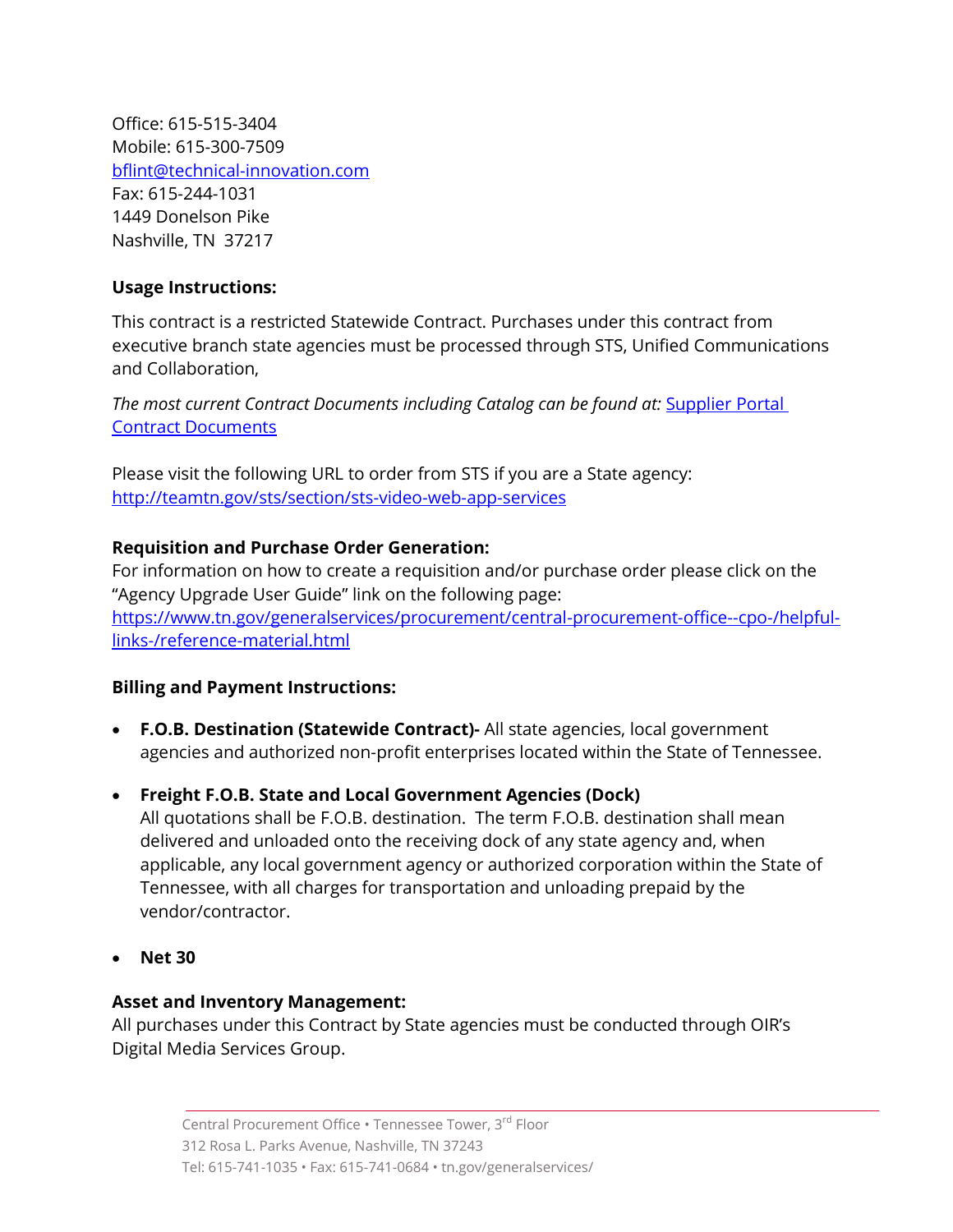Office: 615-515-3404
Mobile: 615-300-7509
[bflint@technical-innovation.com](mailto:bflint@technical-innovation.com)
Fax: 615-244-1031
1449 Donelson Pike
Nashville, TN 37217

**Usage Instructions:**

This contract is a restricted Statewide Contract. Purchases under this contract from executive branch state agencies must be processed through STS, Unified Communications and Collaboration,

*The most current Contract Documents including Catalog can be found at:* Supplier Portal Contract Documents

Please visit the following URL to order from STS if you are a State agency: http://teamtn.gov/sts/section/sts-video-web-app-services

**Requisition and Purchase Order Generation:**
For information on how to create a requisition and/or purchase order please click on the "Agency Upgrade User Guide" link on the following page: https://www.tn.gov/generalservices/procurement/central-procurement-office--cpo-/helpful-links-/reference-material.html

**Billing and Payment Instructions:**

- **F.O.B. Destination (Statewide Contract)-** All state agencies, local government agencies and authorized non-profit enterprises located within the State of Tennessee.

- **Freight F.O.B. State and Local Government Agencies (Dock)**
  All quotations shall be F.O.B. destination. The term F.O.B. destination shall mean delivered and unloaded onto the receiving dock of any state agency and, when applicable, any local government agency or authorized corporation within the State of Tennessee, with all charges for transportation and unloading prepaid by the vendor/contractor.

- **Net 30**

**Asset and Inventory Management:**
All purchases under this Contract by State agencies must be conducted through OIR's Digital Media Services Group.